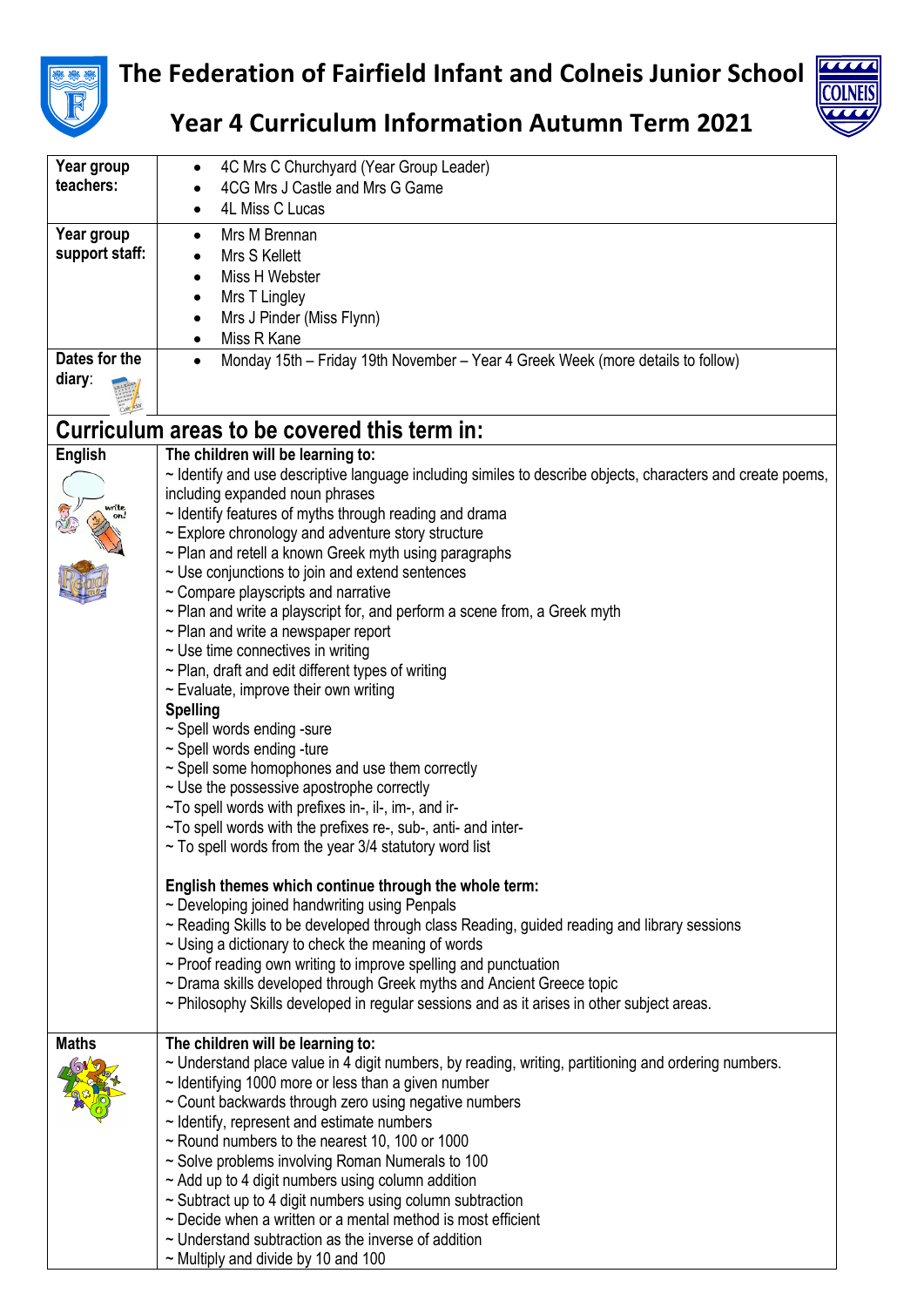# The Federation of Fairfield Infant and Colneis Junior School

## Year 4 Curriculum Information Autumn Term 2021

| | |
|---|---|
| **Year group teachers:** | • 4C Mrs C Churchyard (Year Group Leader)<br>• 4CG Mrs J Castle and Mrs G Game<br>• 4L Miss C Lucas |
| **Year group support staff:** | • Mrs M Brennan<br>• Mrs S Kellett<br>• Miss H Webster<br>• Mrs T Lingley<br>• Mrs J Pinder (Miss Flynn)<br>• Miss R Kane |
| **Dates for the diary:** | • Monday 15th – Friday 19th November – Year 4 Greek Week (more details to follow) |

## Curriculum areas to be covered this term in:

| | |
|---|---|
| **English** | **The children will be learning to:**<br>~ Identify and use descriptive language including similes to describe objects, characters and create poems, including expanded noun phrases<br>~ Identify features of myths through reading and drama<br>~ Explore chronology and adventure story structure<br>~ Plan and retell a known Greek myth using paragraphs<br>~ Use conjunctions to join and extend sentences<br>~ Compare playscripts and narrative<br>~ Plan and write a playscript for, and perform a scene from, a Greek myth<br>~ Plan and write a newspaper report<br>~ Use time connectives in writing<br>~ Plan, draft and edit different types of writing<br>~ Evaluate, improve their own writing<br>**Spelling**<br>~ Spell words ending -sure<br>~ Spell words ending -ture<br>~ Spell some homophones and use them correctly<br>~ Use the possessive apostrophe correctly<br>~To spell words with prefixes in-, il-, im-, and ir-<br>~To spell words with the prefixes re-, sub-, anti- and inter-<br>~ To spell words from the year 3/4 statutory word list<br><br>**English themes which continue through the whole term:**<br>~ Developing joined handwriting using Penpals<br>~ Reading Skills to be developed through class Reading, guided reading and library sessions<br>~ Using a dictionary to check the meaning of words<br>~ Proof reading own writing to improve spelling and punctuation<br>~ Drama skills developed through Greek myths and Ancient Greece topic<br>~ Philosophy Skills developed in regular sessions and as it arises in other subject areas. |
| **Maths** | **The children will be learning to:**<br>~ Understand place value in 4 digit numbers, by reading, writing, partitioning and ordering numbers.<br>~ Identifying 1000 more or less than a given number<br>~ Count backwards through zero using negative numbers<br>~ Identify, represent and estimate numbers<br>~ Round numbers to the nearest 10, 100 or 1000<br>~ Solve problems involving Roman Numerals to 100<br>~ Add up to 4 digit numbers using column addition<br>~ Subtract up to 4 digit numbers using column subtraction<br>~ Decide when a written or a mental method is most efficient<br>~ Understand subtraction as the inverse of addition<br>~ Multiply and divide by 10 and 100 |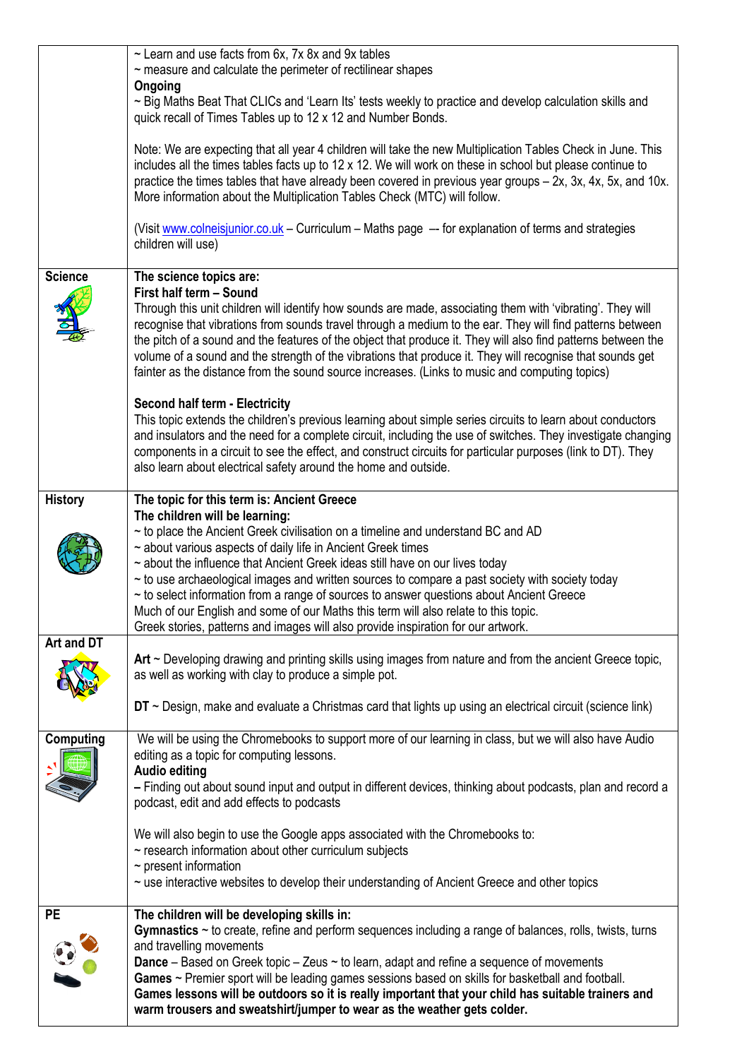| | |
|---|---|
| | ~ Learn and use facts from 6x, 7x 8x and 9x tables<br>~ measure and calculate the perimeter of rectilinear shapes<br>**Ongoing**<br>~ Big Maths Beat That CLICs and 'Learn Its' tests weekly to practice and develop calculation skills and quick recall of Times Tables up to 12 x 12 and Number Bonds.<br><br>Note: We are expecting that all year 4 children will take the new Multiplication Tables Check in June. This includes all the times tables facts up to 12 x 12. We will work on these in school but please continue to practice the times tables that have already been covered in previous year groups – 2x, 3x, 4x, 5x, and 10x. More information about the Multiplication Tables Check (MTC) will follow.<br><br>(Visit www.colneisjunior.co.uk – Curriculum – Maths page –- for explanation of terms and strategies children will use) |
| **Science** | **The science topics are:**<br>**First half term – Sound**<br>Through this unit children will identify how sounds are made, associating them with 'vibrating'. They will recognise that vibrations from sounds travel through a medium to the ear. They will find patterns between the pitch of a sound and the features of the object that produce it. They will also find patterns between the volume of a sound and the strength of the vibrations that produce it. They will recognise that sounds get fainter as the distance from the sound source increases. (Links to music and computing topics)<br><br>**Second half term - Electricity**<br>This topic extends the children's previous learning about simple series circuits to learn about conductors and insulators and the need for a complete circuit, including the use of switches. They investigate changing components in a circuit to see the effect, and construct circuits for particular purposes (link to DT). They also learn about electrical safety around the home and outside. |
| **History** | **The topic for this term is: Ancient Greece**<br>**The children will be learning:**<br>~ to place the Ancient Greek civilisation on a timeline and understand BC and AD<br>~ about various aspects of daily life in Ancient Greek times<br>~ about the influence that Ancient Greek ideas still have on our lives today<br>~ to use archaeological images and written sources to compare a past society with society today<br>~ to select information from a range of sources to answer questions about Ancient Greece<br>Much of our English and some of our Maths this term will also relate to this topic.<br>Greek stories, patterns and images will also provide inspiration for our artwork. |
| **Art and DT** | **Art** ~ Developing drawing and printing skills using images from nature and from the ancient Greece topic, as well as working with clay to produce a simple pot.<br><br>**DT** ~ Design, make and evaluate a Christmas card that lights up using an electrical circuit (science link) |
| **Computing** | We will be using the Chromebooks to support more of our learning in class, but we will also have Audio editing as a topic for computing lessons.<br>**Audio editing**<br>**–** Finding out about sound input and output in different devices, thinking about podcasts, plan and record a podcast, edit and add effects to podcasts<br><br>We will also begin to use the Google apps associated with the Chromebooks to:<br>~ research information about other curriculum subjects<br>~ present information<br>~ use interactive websites to develop their understanding of Ancient Greece and other topics |
| **PE** | **The children will be developing skills in:**<br>**Gymnastics** ~ to create, refine and perform sequences including a range of balances, rolls, twists, turns and travelling movements<br>**Dance** – Based on Greek topic – Zeus ~ to learn, adapt and refine a sequence of movements<br>**Games** ~ Premier sport will be leading games sessions based on skills for basketball and football.<br>**Games lessons will be outdoors so it is really important that your child has suitable trainers and warm trousers and sweatshirt/jumper to wear as the weather gets colder.** |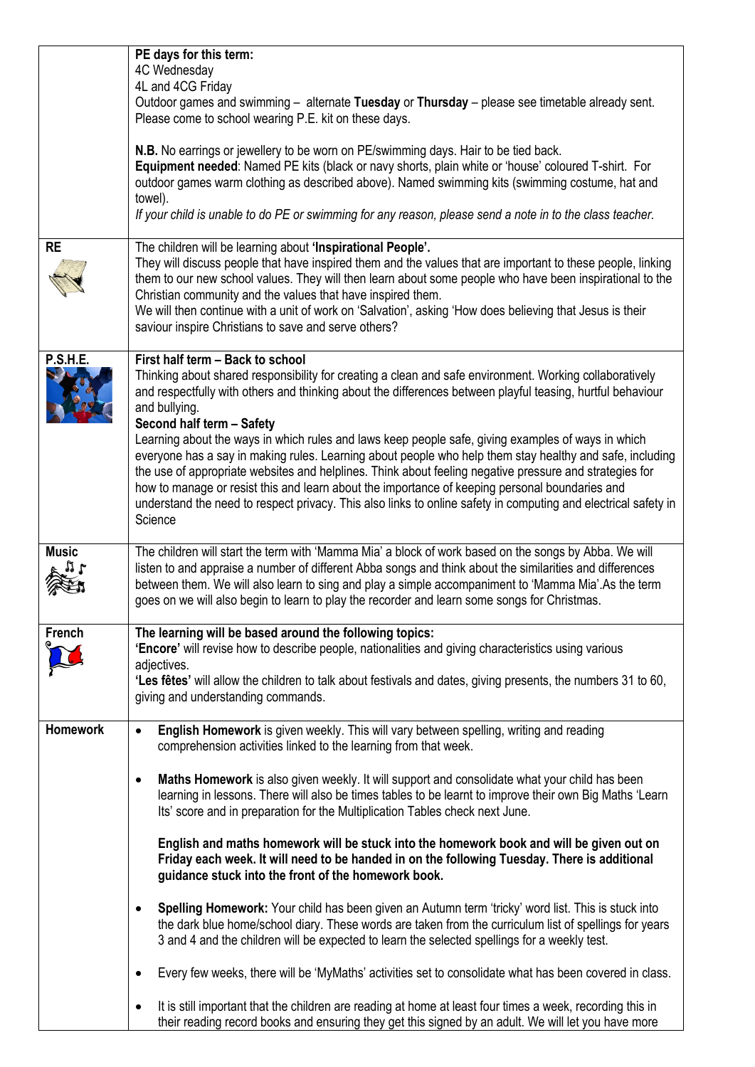| | |
|---|---|
| | **PE days for this term:**<br>4C Wednesday<br>4L and 4CG Friday<br>Outdoor games and swimming – alternate **Tuesday** or **Thursday** – please see timetable already sent. Please come to school wearing P.E. kit on these days.<br><br>**N.B.** No earrings or jewellery to be worn on PE/swimming days. Hair to be tied back.<br>**Equipment needed**: Named PE kits (black or navy shorts, plain white or 'house' coloured T-shirt. For outdoor games warm clothing as described above). Named swimming kits (swimming costume, hat and towel).<br>*If your child is unable to do PE or swimming for any reason, please send a note in to the class teacher.* |
| **RE** | The children will be learning about **'Inspirational People'.**<br>They will discuss people that have inspired them and the values that are important to these people, linking them to our new school values. They will then learn about some people who have been inspirational to the Christian community and the values that have inspired them.<br>We will then continue with a unit of work on 'Salvation', asking 'How does believing that Jesus is their saviour inspire Christians to save and serve others? |
| **P.S.H.E.** | **First half term – Back to school**<br>Thinking about shared responsibility for creating a clean and safe environment. Working collaboratively and respectfully with others and thinking about the differences between playful teasing, hurtful behaviour and bullying.<br>**Second half term – Safety**<br>Learning about the ways in which rules and laws keep people safe, giving examples of ways in which everyone has a say in making rules. Learning about people who help them stay healthy and safe, including the use of appropriate websites and helplines. Think about feeling negative pressure and strategies for how to manage or resist this and learn about the importance of keeping personal boundaries and understand the need to respect privacy. This also links to online safety in computing and electrical safety in Science |
| **Music** | The children will start the term with 'Mamma Mia' a block of work based on the songs by Abba. We will listen to and appraise a number of different Abba songs and think about the similarities and differences between them. We will also learn to sing and play a simple accompaniment to 'Mamma Mia'.As the term goes on we will also begin to learn to play the recorder and learn some songs for Christmas. |
| **French** | **The learning will be based around the following topics:**<br>**'Encore'** will revise how to describe people, nationalities and giving characteristics using various adjectives.<br>**'Les fêtes'** will allow the children to talk about festivals and dates, giving presents, the numbers 31 to 60, giving and understanding commands. |
| **Homework** | • **English Homework** is given weekly. This will vary between spelling, writing and reading comprehension activities linked to the learning from that week.<br><br>• **Maths Homework** is also given weekly. It will support and consolidate what your child has been learning in lessons. There will also be times tables to be learnt to improve their own Big Maths 'Learn Its' score and in preparation for the Multiplication Tables check next June.<br><br>**English and maths homework will be stuck into the homework book and will be given out on Friday each week. It will need to be handed in on the following Tuesday. There is additional guidance stuck into the front of the homework book.**<br><br>• **Spelling Homework:** Your child has been given an Autumn term 'tricky' word list. This is stuck into the dark blue home/school diary. These words are taken from the curriculum list of spellings for years 3 and 4 and the children will be expected to learn the selected spellings for a weekly test.<br><br>• Every few weeks, there will be 'MyMaths' activities set to consolidate what has been covered in class.<br><br>• It is still important that the children are reading at home at least four times a week, recording this in their reading record books and ensuring they get this signed by an adult. We will let you have more |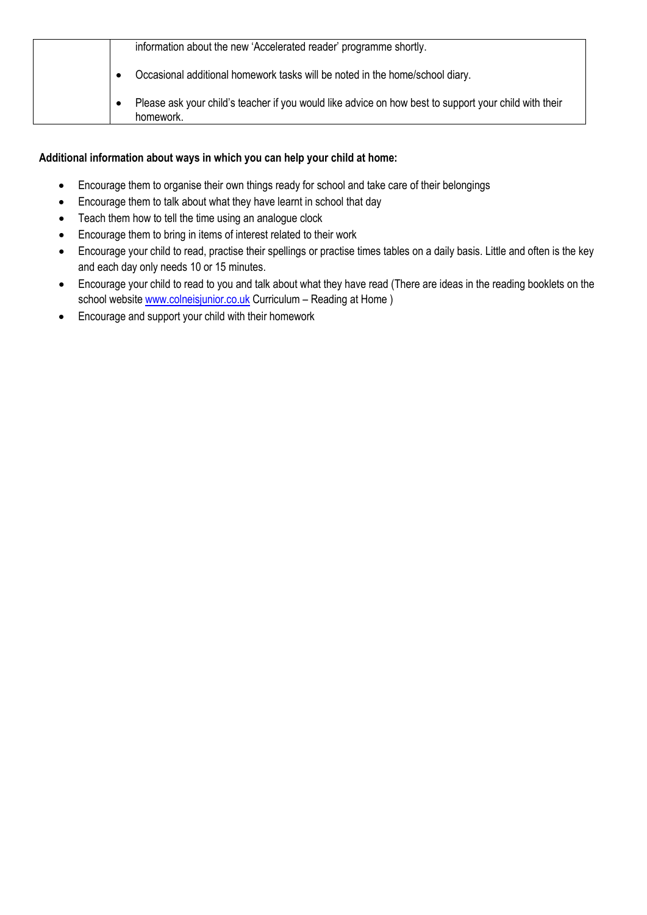| | |
|---|---|
| | information about the new 'Accelerated reader' programme shortly.<br>• Occasional additional homework tasks will be noted in the home/school diary.<br>• Please ask your child's teacher if you would like advice on how best to support your child with their homework. |

**Additional information about ways in which you can help your child at home:**

- Encourage them to organise their own things ready for school and take care of their belongings
- Encourage them to talk about what they have learnt in school that day
- Teach them how to tell the time using an analogue clock
- Encourage them to bring in items of interest related to their work
- Encourage your child to read, practise their spellings or practise times tables on a daily basis. Little and often is the key and each day only needs 10 or 15 minutes.
- Encourage your child to read to you and talk about what they have read (There are ideas in the reading booklets on the school website [www.colneisjunior.co.uk](http://www.colneisjunior.co.uk) Curriculum – Reading at Home )
- Encourage and support your child with their homework